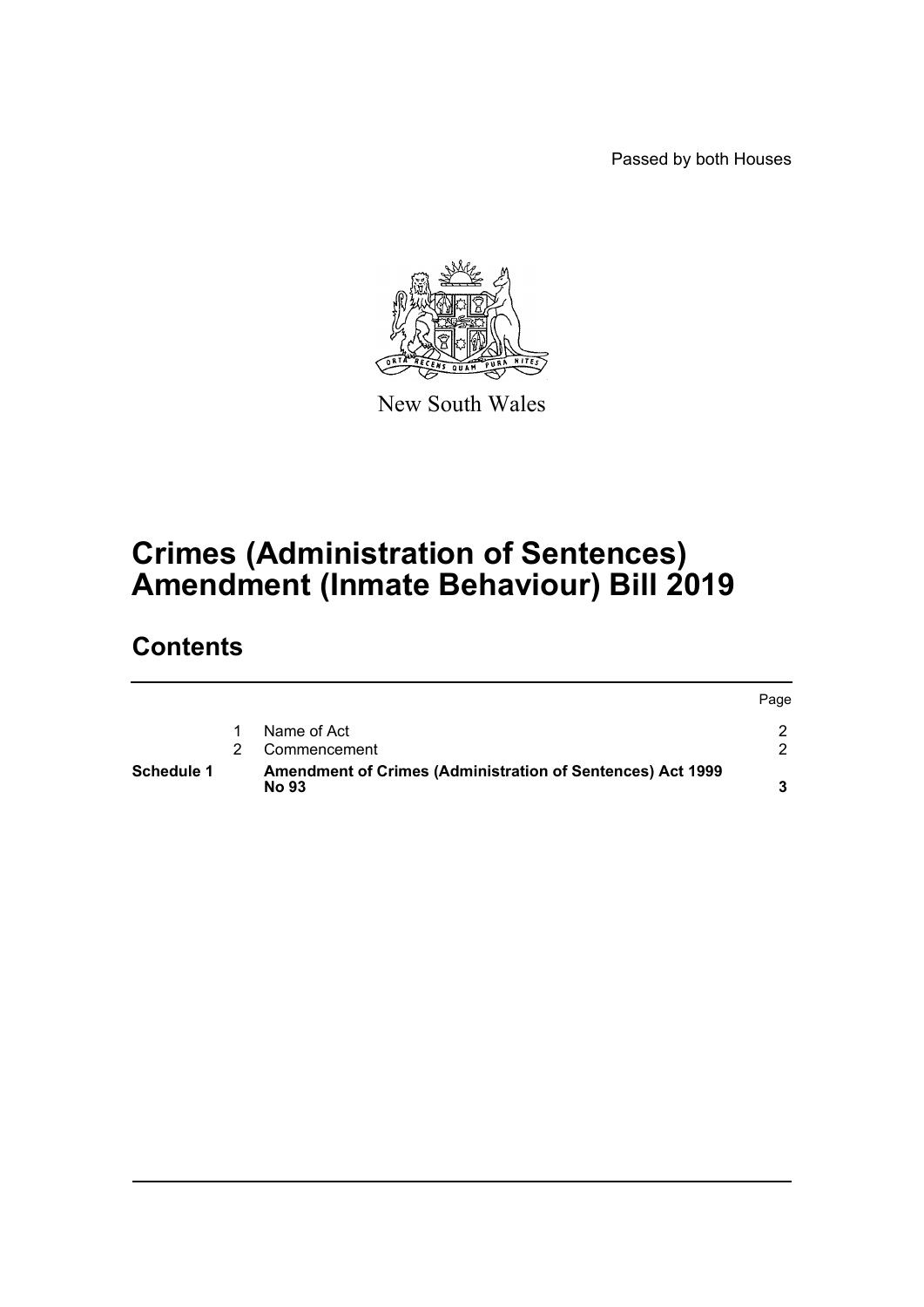Passed by both Houses

New South Wales

# Crimes (Administration of Sentences) Amendment (Inmate Behaviour) Bill 2019

## Contents

| | | | Page |
|---|---|---|---|
| | 1 | Name of Act | 2 |
| | 2 | Commencement | 2 |
| **Schedule 1** | | **Amendment of Crimes (Administration of Sentences) Act 1999 No 93** | **3** |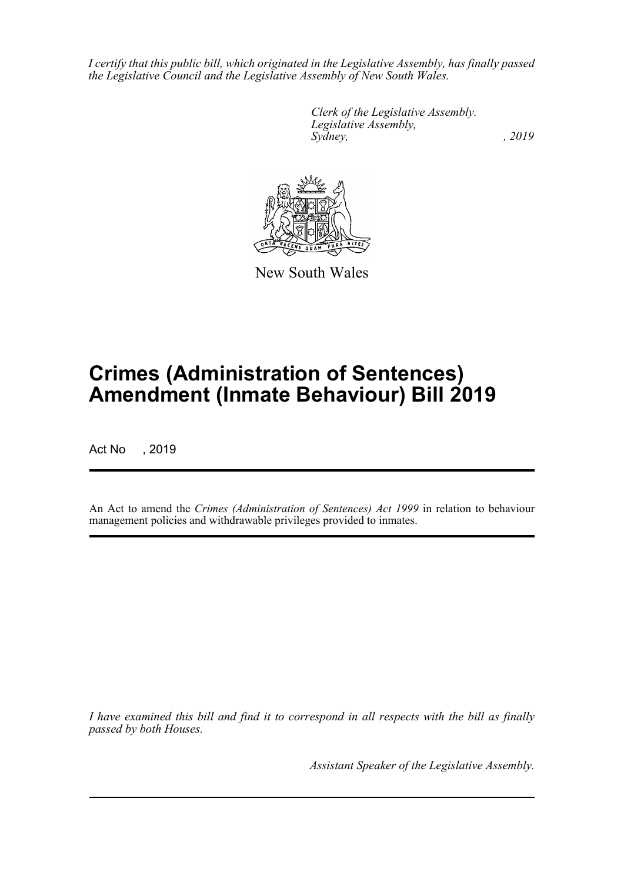*I certify that this public bill, which originated in the Legislative Assembly, has finally passed the Legislative Council and the Legislative Assembly of New South Wales.*

*Clerk of the Legislative Assembly.*
*Legislative Assembly,*
*Sydney, , 2019*

New South Wales

# Crimes (Administration of Sentences) Amendment (Inmate Behaviour) Bill 2019

Act No , 2019

An Act to amend the *Crimes (Administration of Sentences) Act 1999* in relation to behaviour management policies and withdrawable privileges provided to inmates.

*I have examined this bill and find it to correspond in all respects with the bill as finally passed by both Houses.*

*Assistant Speaker of the Legislative Assembly.*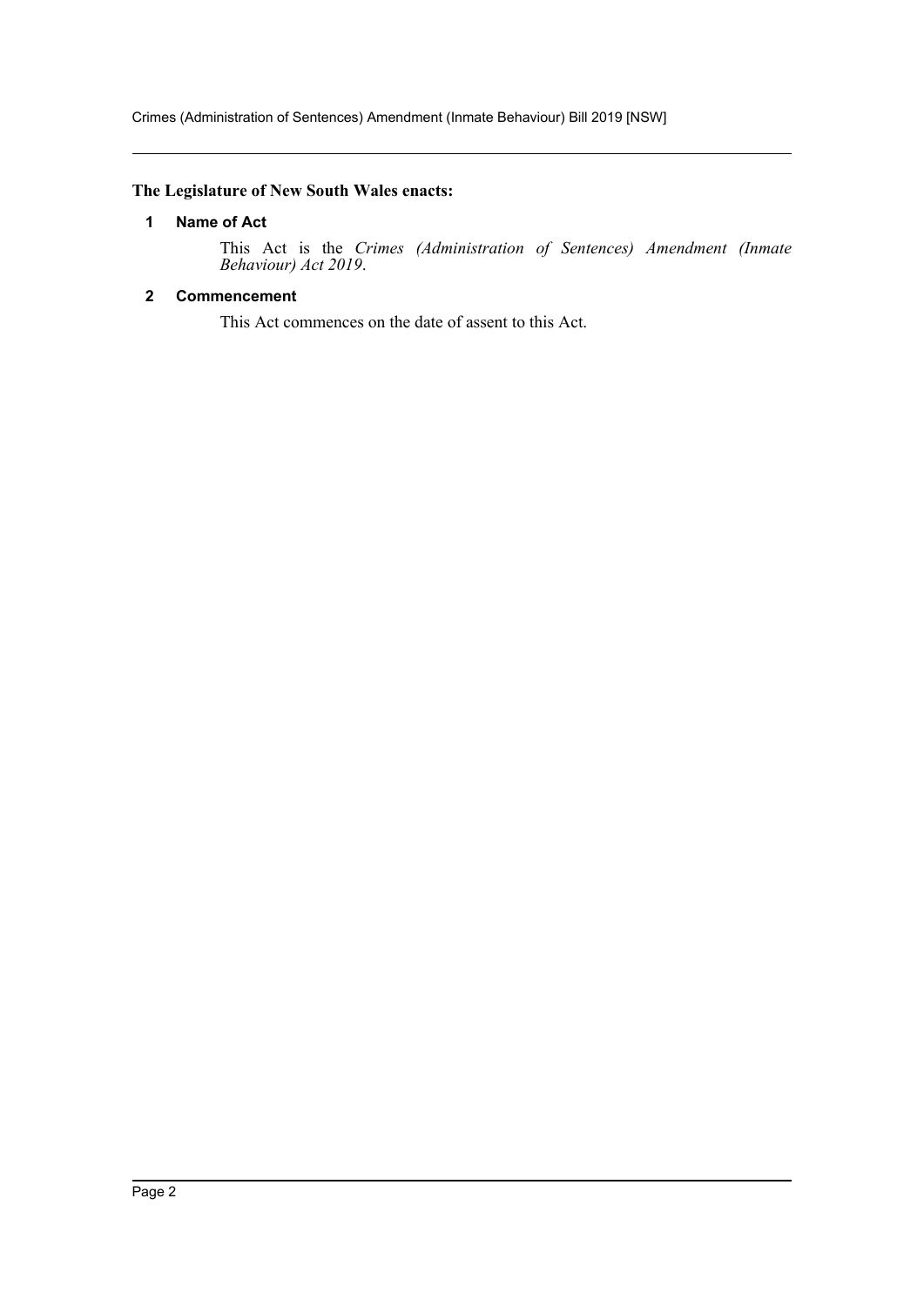**The Legislature of New South Wales enacts:**

### 1 Name of Act

This Act is the *Crimes (Administration of Sentences) Amendment (Inmate Behaviour) Act 2019*.

### 2 Commencement

This Act commences on the date of assent to this Act.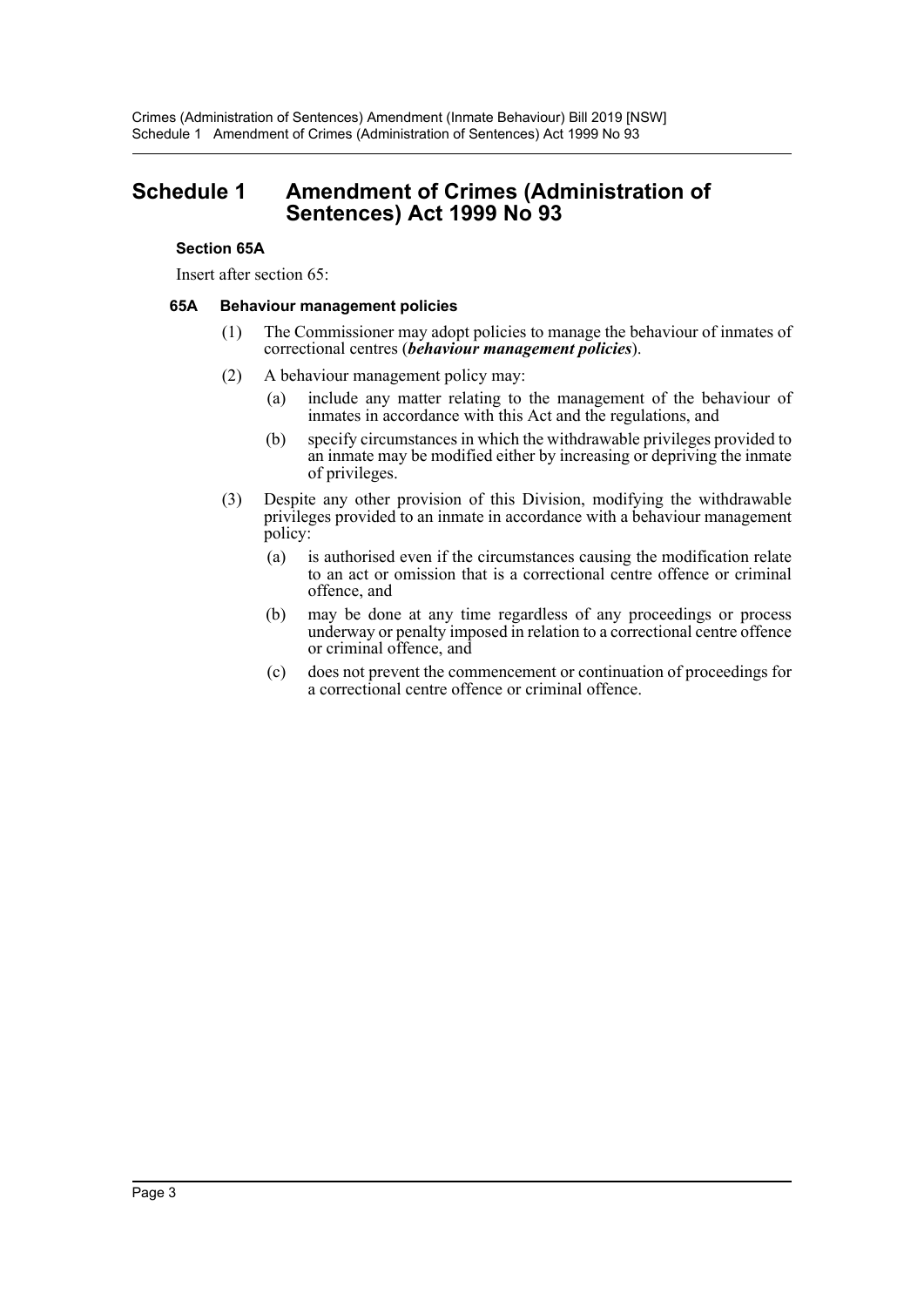# Schedule 1 Amendment of Crimes (Administration of Sentences) Act 1999 No 93

**Section 65A**

Insert after section 65:

**65A Behaviour management policies**

(1) The Commissioner may adopt policies to manage the behaviour of inmates of correctional centres (***behaviour management policies***).

(2) A behaviour management policy may:

(a) include any matter relating to the management of the behaviour of inmates in accordance with this Act and the regulations, and

(b) specify circumstances in which the withdrawable privileges provided to an inmate may be modified either by increasing or depriving the inmate of privileges.

(3) Despite any other provision of this Division, modifying the withdrawable privileges provided to an inmate in accordance with a behaviour management policy:

(a) is authorised even if the circumstances causing the modification relate to an act or omission that is a correctional centre offence or criminal offence, and

(b) may be done at any time regardless of any proceedings or process underway or penalty imposed in relation to a correctional centre offence or criminal offence, and

(c) does not prevent the commencement or continuation of proceedings for a correctional centre offence or criminal offence.